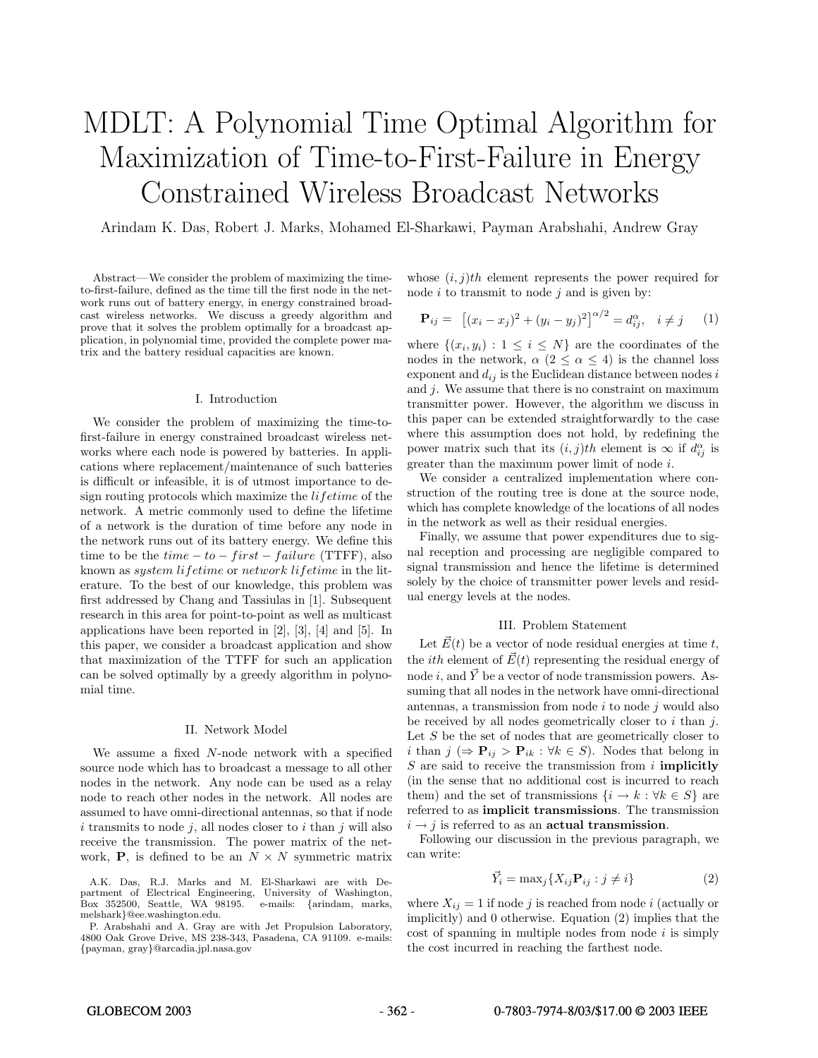# MDLT: A Polynomial Time Optimal Algorithm for Maximization of Time-to-First-Failure in Energy Constrained Wireless Broadcast Networks

Arindam K. Das, Robert J. Marks, Mohamed El-Sharkawi, Payman Arabshahi, Andrew Gray

*Abstract*—We consider the problem of maximizing the time-to-first-failure, defined as the time till the first node in the network runs out of battery energy, in energy constrained broadcast wireless networks. We discuss a greedy algorithm and prove that it solves the problem optimally for a broadcast application, in polynomial time, provided the complete power matrix and the battery residual capacities are known.

## I. Introduction

We consider the problem of maximizing the time-to-first-failure in energy constrained broadcast wireless networks where each node is powered by batteries. In applications where replacement/maintenance of such batteries is difficult or infeasible, it is of utmost importance to design routing protocols which maximize the *lifetime* of the network. A metric commonly used to define the lifetime of a network is the duration of time before any node in the network runs out of its battery energy. We define this time to be the *time − to − first − failure* (TTFF), also known as *system lifetime* or *network lifetime* in the literature. To the best of our knowledge, this problem was first addressed by Chang and Tassiulas in [1]. Subsequent research in this area for point-to-point as well as multicast applications have been reported in [2], [3], [4] and [5]. In this paper, we consider a broadcast application and show that maximization of the TTFF for such an application can be solved optimally by a greedy algorithm in polynomial time.

## II. Network Model

We assume a fixed $N$-node network with a specified source node which has to broadcast a message to all other nodes in the network. Any node can be used as a relay node to reach other nodes in the network. All nodes are assumed to have omni-directional antennas, so that if node $i$ transmits to node $j$, all nodes closer to $i$ than $j$ will also receive the transmission. The power matrix of the network, $\mathbf{P}$, is defined to be an $N \times N$ symmetric matrix whose $(i,j)th$ element represents the power required for node $i$ to transmit to node $j$ and is given by:

$$\mathbf{P}_{ij} = \left[(x_i - x_j)^2 + (y_i - y_j)^2\right]^{\alpha/2} = d_{ij}^{\alpha}, \quad i \neq j \qquad (1)$$

where $\{(x_i, y_i) : 1 \leq i \leq N\}$ are the coordinates of the nodes in the network, $\alpha$ ($2 \leq \alpha \leq 4$) is the channel loss exponent and $d_{ij}$ is the Euclidean distance between nodes $i$ and $j$. We assume that there is no constraint on maximum transmitter power. However, the algorithm we discuss in this paper can be extended straightforwardly to the case where this assumption does not hold, by redefining the power matrix such that its $(i,j)th$ element is $\infty$ if $d_{ij}^{\alpha}$ is greater than the maximum power limit of node $i$.

We consider a centralized implementation where construction of the routing tree is done at the source node, which has complete knowledge of the locations of all nodes in the network as well as their residual energies.

Finally, we assume that power expenditures due to signal reception and processing are negligible compared to signal transmission and hence the lifetime is determined solely by the choice of transmitter power levels and residual energy levels at the nodes.

## III. Problem Statement

Let $\vec{E}(t)$ be a vector of node residual energies at time $t$, the $ith$ element of $\vec{E}(t)$ representing the residual energy of node $i$, and $\vec{Y}$ be a vector of node transmission powers. Assuming that all nodes in the network have omni-directional antennas, a transmission from node $i$ to node $j$ would also be received by all nodes geometrically closer to $i$ than $j$. Let $S$ be the set of nodes that are geometrically closer to $i$ than $j$ ($\Rightarrow \mathbf{P}_{ij} > \mathbf{P}_{ik} : \forall k \in S$). Nodes that belong in $S$ are said to receive the transmission from $i$ **implicitly** (in the sense that no additional cost is incurred to reach them) and the set of transmissions $\{i \rightarrow k : \forall k \in S\}$ are referred to as **implicit transmissions**. The transmission $i \rightarrow j$ is referred to as an **actual transmission**.

Following our discussion in the previous paragraph, we can write:

$$\vec{Y}_i = \max_j \{X_{ij} \mathbf{P}_{ij} : j \neq i\} \qquad (2)$$

where $X_{ij} = 1$ if node $j$ is reached from node $i$ (actually or implicitly) and 0 otherwise. Equation (2) implies that the cost of spanning in multiple nodes from node $i$ is simply the cost incurred in reaching the farthest node.

A.K. Das, R.J. Marks and M. El-Sharkawi are with Department of Electrical Engineering, University of Washington, Box 352500, Seattle, WA 98195. e-mails: {arindam, marks, melshark}@ee.washington.edu.

P. Arabshahi and A. Gray are with Jet Propulsion Laboratory, 4800 Oak Grove Drive, MS 238-343, Pasadena, CA 91109. e-mails: {payman, gray}@arcadia.jpl.nasa.gov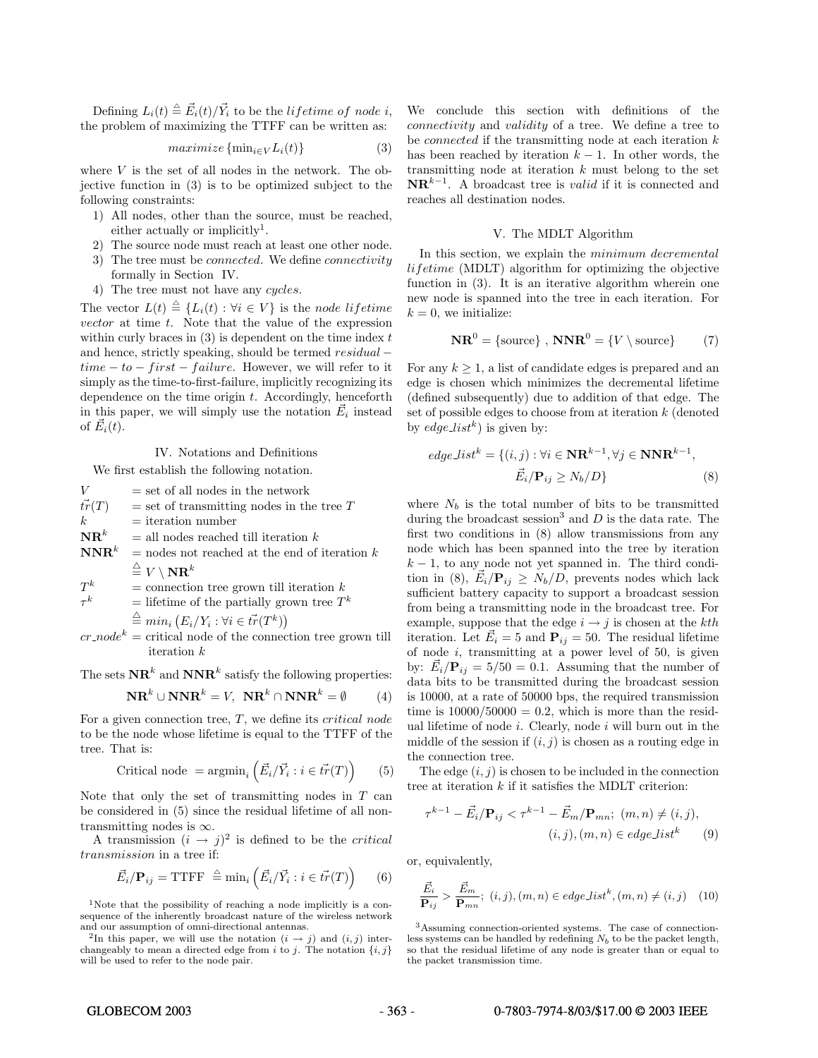Defining $L_i(t) \triangleq \vec{E}_i(t)/\vec{Y}_i$ to be the *lifetime of node* $i$, the problem of maximizing the TTFF can be written as:

$$maximize\{\min_{i \in V} L_i(t)\} \tag{3}$$

where $V$ is the set of all nodes in the network. The objective function in (3) is to be optimized subject to the following constraints:

1) All nodes, other than the source, must be reached, either actually or implicitly[1].
2) The source node must reach at least one other node.
3) The tree must be *connected*. We define *connectivity* formally in Section IV.
4) The tree must not have any *cycles*.

The vector $L(t) \triangleq \{L_i(t) : \forall i \in V\}$ is the *node lifetime vector* at time $t$. Note that the value of the expression within curly braces in (3) is dependent on the time index $t$ and hence, strictly speaking, should be termed $residual-time-to-first-failure$. However, we will refer to it simply as the time-to-first-failure, implicitly recognizing its dependence on the time origin $t$. Accordingly, henceforth in this paper, we will simply use the notation $\vec{E}_i$ instead of $\vec{E}_i(t)$.

## IV. Notations and Definitions

We first establish the following notation.

| | |
|---|---|
| $V$ | = set of all nodes in the network |
| $\vec{tr}(T)$ | = set of transmitting nodes in the tree $T$ |
| $k$ | = iteration number |
| $\mathbf{NR}^k$ | = all nodes reached till iteration $k$ |
| $\mathbf{NNR}^k$ | = nodes not reached at the end of iteration $k$ $\triangleq V \setminus \mathbf{NR}^k$ |
| $T^k$ | = connection tree grown till iteration $k$ |
| $\tau^k$ | = lifetime of the partially grown tree $T^k$ $\triangleq min_i\left(E_i/Y_i : \forall i \in \vec{tr}(T^k)\right)$ |
| $cr\_node^k$ | = critical node of the connection tree grown till iteration $k$ |

The sets $\mathbf{NR}^k$ and $\mathbf{NNR}^k$ satisfy the following properties:

$$\mathbf{NR}^k \cup \mathbf{NNR}^k = V, \;\; \mathbf{NR}^k \cap \mathbf{NNR}^k = \emptyset \tag{4}$$

For a given connection tree, $T$, we define its *critical node* to be the node whose lifetime is equal to the TTFF of the tree. That is:

$$\text{Critical node } = \text{argmin}_i \left(\vec{E}_i/\vec{Y}_i : i \in \vec{tr}(T)\right) \tag{5}$$

Note that only the set of transmitting nodes in $T$ can be considered in (5) since the residual lifetime of all non-transmitting nodes is $\infty$.

A transmission $(i \to j)$[2] is defined to be the *critical transmission* in a tree if:

$$\vec{E}_i/\mathbf{P}_{ij} = \text{TTFF } \triangleq \min_i \left(\vec{E}_i/\vec{Y}_i : i \in \vec{tr}(T)\right) \tag{6}$$

[1]Note that the possibility of reaching a node implicitly is a consequence of the inherently broadcast nature of the wireless network and our assumption of omni-directional antennas.

[2]In this paper, we will use the notation $(i \to j)$ and $(i,j)$ interchangeably to mean a directed edge from $i$ to $j$. The notation $\{i,j\}$ will be used to refer to the node pair.

We conclude this section with definitions of the *connectivity* and *validity* of a tree. We define a tree to be *connected* if the transmitting node at each iteration $k$ has been reached by iteration $k-1$. In other words, the transmitting node at iteration $k$ must belong to the set $\mathbf{NR}^{k-1}$. A broadcast tree is *valid* if it is connected and reaches all destination nodes.

## V. The MDLT Algorithm

In this section, we explain the *minimum decremental lifetime* (MDLT) algorithm for optimizing the objective function in (3). It is an iterative algorithm wherein one new node is spanned into the tree in each iteration. For $k = 0$, we initialize:

$$\mathbf{NR}^0 = \{\text{source}\} \; , \; \mathbf{NNR}^0 = \{V \setminus \text{source}\} \tag{7}$$

For any $k \geq 1$, a list of candidate edges is prepared and an edge is chosen which minimizes the decremental lifetime (defined subsequently) due to addition of that edge. The set of possible edges to choose from at iteration $k$ (denoted by $edge\_list^k$) is given by:

$$edge\_list^k = \{(i,j) : \forall i \in \mathbf{NR}^{k-1}, \forall j \in \mathbf{NNR}^{k-1}, \vec{E}_i/\mathbf{P}_{ij} \geq N_b/D\} \tag{8}$$

where $N_b$ is the total number of bits to be transmitted during the broadcast session[3] and $D$ is the data rate. The first two conditions in (8) allow transmissions from any node which has been spanned into the tree by iteration $k-1$, to any node not yet spanned in. The third condition in (8), $\vec{E}_i/\mathbf{P}_{ij} \geq N_b/D$, prevents nodes which lack sufficient battery capacity to support a broadcast session from being a transmitting node in the broadcast tree. For example, suppose that the edge $i \to j$ is chosen at the $k$th iteration. Let $\vec{E}_i = 5$ and $\mathbf{P}_{ij} = 50$. The residual lifetime of node $i$, transmitting at a power level of 50, is given by: $\vec{E}_i/\mathbf{P}_{ij} = 5/50 = 0.1$. Assuming that the number of data bits to be transmitted during the broadcast session is 10000, at a rate of 50000 bps, the required transmission time is $10000/50000 = 0.2$, which is more than the residual lifetime of node $i$. Clearly, node $i$ will burn out in the middle of the session if $(i,j)$ is chosen as a routing edge in the connection tree.

The edge $(i,j)$ is chosen to be included in the connection tree at iteration $k$ if it satisfies the MDLT criterion:

$$\tau^{k-1} - \vec{E}_i/\mathbf{P}_{ij} < \tau^{k-1} - \vec{E}_m/\mathbf{P}_{mn}; \; (m,n) \neq (i,j), \; (i,j),(m,n) \in edge\_list^k \tag{9}$$

or, equivalently,

$$\frac{\vec{E}_i}{\mathbf{P}_{ij}} > \frac{\vec{E}_m}{\mathbf{P}_{mn}}; \; (i,j),(m,n) \in edge\_list^k, (m,n) \neq (i,j) \tag{10}$$

[3]Assuming connection-oriented systems. The case of connectionless systems can be handled by redefining $N_b$ to be the packet length, so that the residual lifetime of any node is greater than or equal to the packet transmission time.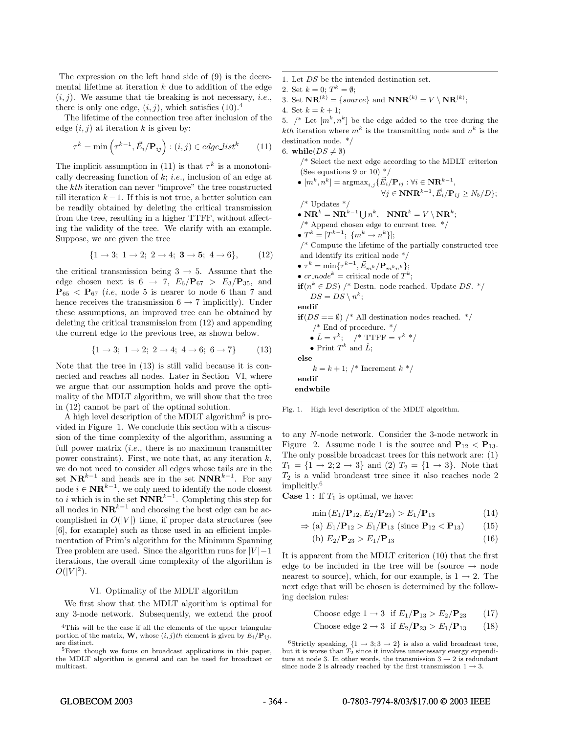The expression on the left hand side of (9) is the decremental lifetime at iteration $k$ due to addition of the edge $(i, j)$. We assume that tie breaking is not necessary, *i.e.*, there is only one edge, $(i, j)$, which satisfies (10).[4]

The lifetime of the connection tree after inclusion of the edge $(i, j)$ at iteration $k$ is given by:

$$\tau^k = \min\left(\tau^{k-1}, \vec{E}_i/\mathbf{P}_{ij}\right) : (i, j) \in edge\_list^k \tag{11}$$

The implicit assumption in (11) is that $\tau^k$ is a monotonically decreasing function of $k$; *i.e.*, inclusion of an edge at the $k$th iteration can never "improve" the tree constructed till iteration $k-1$. If this is not true, a better solution can be readily obtained by deleting the critical transmission from the tree, resulting in a higher TTFF, without affecting the validity of the tree. We clarify with an example. Suppose, we are given the tree

$$\{1 \rightarrow 3;\ 1 \rightarrow 2;\ 2 \rightarrow 4;\ \mathbf{3} \rightarrow \mathbf{5};\ 4 \rightarrow 6\}, \tag{12}$$

the critical transmission being $3 \rightarrow 5$. Assume that the edge chosen next is $6 \rightarrow 7$, $E_6/\mathbf{P}_{67} > E_3/\mathbf{P}_{35}$, and $\mathbf{P}_{65} < \mathbf{P}_{67}$ (*i.e*, node 5 is nearer to node 6 than 7 and hence receives the transmission $6 \rightarrow 7$ implicitly). Under these assumptions, an improved tree can be obtained by deleting the critical transmission from (12) and appending the current edge to the previous tree, as shown below.

$$\{1 \rightarrow 3;\ 1 \rightarrow 2;\ 2 \rightarrow 4;\ 4 \rightarrow 6;\ 6 \rightarrow 7\} \tag{13}$$

Note that the tree in (13) is still valid because it is connected and reaches all nodes. Later in Section VI, where we argue that our assumption holds and prove the optimality of the MDLT algorithm, we will show that the tree in (12) cannot be part of the optimal solution.

A high level description of the MDLT algorithm[5] is provided in Figure 1. We conclude this section with a discussion of the time complexity of the algorithm, assuming a full power matrix (*i.e.*, there is no maximum transmitter power constraint). First, we note that, at any iteration $k$, we do not need to consider all edges whose tails are in the set $\mathbf{NR}^{k-1}$ and heads are in the set $\mathbf{NNR}^{k-1}$. For any node $i \in \mathbf{NR}^{k-1}$, we only need to identify the node closest to $i$ which is in the set $\mathbf{NNR}^{k-1}$. Completing this step for all nodes in $\mathbf{NR}^{k-1}$ and choosing the best edge can be accomplished in $O(|V|)$ time, if proper data structures (see [6], for example) such as those used in an efficient implementation of Prim's algorithm for the Minimum Spanning Tree problem are used. Since the algorithm runs for $|V|-1$ iterations, the overall time complexity of the algorithm is $O(|V|^2)$.

```
1. Let DS be the intended destination set.
2. Set k = 0; T^k = ∅;
3. Set NR^(k) = {source} and NNR^(k) = V \ NR^(k);
4. Set k = k + 1;
5. /* Let [m^k, n^k] be the edge added to the tree during the
   kth iteration where m^k is the transmitting node and n^k is the
   destination node. */
6. while(DS ≠ ∅)
     /* Select the next edge according to the MDLT criterion
     (See equations 9 or 10) */
     • [m^k, n^k] = argmax_{i,j}{E_i/P_ij : ∀i ∈ NR^{k-1},
                        ∀j ∈ NNR^{k-1}, E_i/P_ij ≥ N_b/D};
     /* Updates */
     • NR^k = NR^{k-1} ∪ n^k,   NNR^k = V \ NR^k;
     /* Append chosen edge to current tree. */
     • T^k = [T^{k-1}; {m^k → n^k}];
     /* Compute the lifetime of the partially constructed tree
     and identify its critical node */
     • τ^k = min{τ^{k-1}, E_{m^k}/P_{m^k n^k}};
     • cr_node^k = critical node of T^k;
     if(n^k ∈ DS) /* Destn. node reached. Update DS. */
         DS = DS \ n^k;
     endif
     if(DS == ∅) /* All destination nodes reached. */
         /* End of procedure. */
         • L̂ = τ^k;    /* TTFF = τ^k */
         • Print T^k and L̂;
     else
         k = k + 1; /* Increment k */
     endif
   endwhile
```

Fig. 1. High level description of the MDLT algorithm.

## VI. Optimality of the MDLT algorithm

We first show that the MDLT algorithm is optimal for any 3-node network. Subsequently, we extend the proof to any $N$-node network. Consider the 3-node network in Figure 2. Assume node 1 is the source and $\mathbf{P}_{12} < \mathbf{P}_{13}$. The only possible broadcast trees for this network are: (1) $T_1 = \{1 \rightarrow 2; 2 \rightarrow 3\}$ and (2) $T_2 = \{1 \rightarrow 3\}$. Note that $T_2$ is a valid broadcast tree since it also reaches node 2 implicitly.[6]

**Case** 1 : If $T_1$ is optimal, we have:

$$\min\left(E_1/\mathbf{P}_{12}, E_2/\mathbf{P}_{23}\right) > E_1/\mathbf{P}_{13} \tag{14}$$

$$\Rightarrow \text{(a) } E_1/\mathbf{P}_{12} > E_1/\mathbf{P}_{13} \text{ (since } \mathbf{P}_{12} < \mathbf{P}_{13}) \tag{15}$$

$$\text{(b) } E_2/\mathbf{P}_{23} > E_1/\mathbf{P}_{13} \tag{16}$$

It is apparent from the MDLT criterion (10) that the first edge to be included in the tree will be (source $\rightarrow$ node nearest to source), which, for our example, is $1 \rightarrow 2$. The next edge that will be chosen is determined by the following decision rules:

$$\text{Choose edge } 1 \rightarrow 3 \text{ if } E_1/\mathbf{P}_{13} > E_2/\mathbf{P}_{23} \tag{17}$$

$$\text{Choose edge } 2 \rightarrow 3 \text{ if } E_2/\mathbf{P}_{23} > E_1/\mathbf{P}_{13} \tag{18}$$

[4] This will be the case if all the elements of the upper triangular portion of the matrix, $\mathbf{W}$, whose $(i, j)th$ element is given by $E_i/\mathbf{P}_{ij}$, are distinct.

[5] Even though we focus on broadcast applications in this paper, the MDLT algorithm is general and can be used for broadcast or multicast.

[6] Strictly speaking, $\{1 \rightarrow 3; 3 \rightarrow 2\}$ is also a valid broadcast tree, but it is worse than $T_2$ since it involves unnecessary energy expenditure at node 3. In other words, the transmission $3 \rightarrow 2$ is redundant since node 2 is already reached by the first transmission $1 \rightarrow 3$.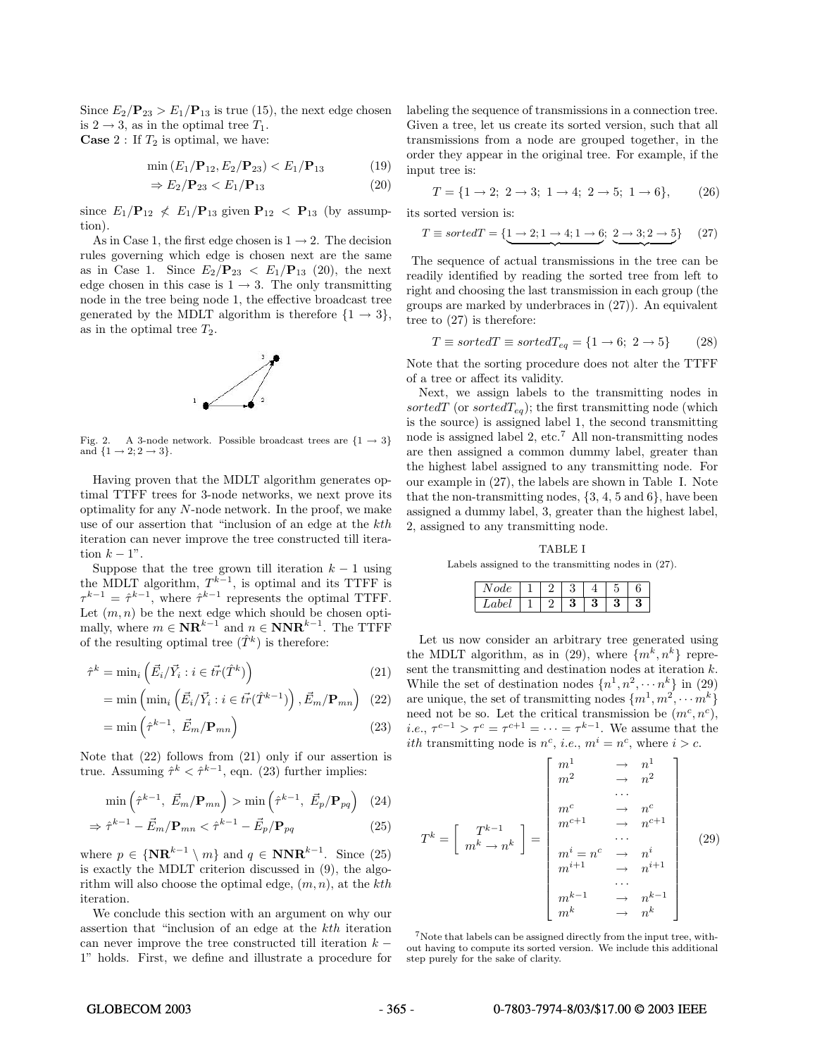Since $E_2/\mathbf{P}_{23} > E_1/\mathbf{P}_{13}$ is true (15), the next edge chosen is $2 \rightarrow 3$, as in the optimal tree $T_1$.

**Case** 2 : If $T_2$ is optimal, we have:

$$\min(E_1/\mathbf{P}_{12}, E_2/\mathbf{P}_{23}) < E_1/\mathbf{P}_{13} \tag{19}$$

$$\Rightarrow E_2/\mathbf{P}_{23} < E_1/\mathbf{P}_{13} \tag{20}$$

since $E_1/\mathbf{P}_{12} \not< E_1/\mathbf{P}_{13}$ given $\mathbf{P}_{12} < \mathbf{P}_{13}$ (by assumption).

As in Case 1, the first edge chosen is $1 \rightarrow 2$. The decision rules governing which edge is chosen next are the same as in Case 1. Since $E_2/\mathbf{P}_{23} < E_1/\mathbf{P}_{13}$ (20), the next edge chosen in this case is $1 \rightarrow 3$. The only transmitting node in the tree being node 1, the effective broadcast tree generated by the MDLT algorithm is therefore $\{1 \rightarrow 3\}$, as in the optimal tree $T_2$.

Fig. 2. A 3-node network. Possible broadcast trees are $\{1 \rightarrow 3\}$ and $\{1 \rightarrow 2; 2 \rightarrow 3\}$.

Having proven that the MDLT algorithm generates optimal TTFF trees for 3-node networks, we next prove its optimality for any $N$-node network. In the proof, we make use of our assertion that "inclusion of an edge at the $k$th iteration can never improve the tree constructed till iteration $k-1$".

Suppose that the tree grown till iteration $k-1$ using the MDLT algorithm, $T^{k-1}$, is optimal and its TTFF is $\tau^{k-1} = \hat{\tau}^{k-1}$, where $\hat{\tau}^{k-1}$ represents the optimal TTFF. Let $(m, n)$ be the next edge which should be chosen optimally, where $m \in \mathbf{NR}^{k-1}$ and $n \in \mathbf{NNR}^{k-1}$. The TTFF of the resulting optimal tree ($\hat{T}^k$) is therefore:

$$\hat{\tau}^k = \min_i \left( \vec{E}_i/\vec{Y}_i : i \in \vec{tr}(\hat{T}^k) \right) \tag{21}$$

$$= \min \left( \min_i \left( \vec{E}_i/\vec{Y}_i : i \in \vec{tr}(\hat{T}^{k-1}) \right), \vec{E}_m/\mathbf{P}_{mn} \right) \tag{22}$$

$$= \min \left( \hat{\tau}^{k-1},\ \vec{E}_m/\mathbf{P}_{mn} \right) \tag{23}$$

Note that (22) follows from (21) only if our assertion is true. Assuming $\hat{\tau}^k < \hat{\tau}^{k-1}$, eqn. (23) further implies:

$$\min \left( \hat{\tau}^{k-1},\ \vec{E}_m/\mathbf{P}_{mn} \right) > \min \left( \hat{\tau}^{k-1},\ \vec{E}_p/\mathbf{P}_{pq} \right) \tag{24}$$

$$\Rightarrow \hat{\tau}^{k-1} - \vec{E}_m/\mathbf{P}_{mn} < \hat{\tau}^{k-1} - \vec{E}_p/\mathbf{P}_{pq} \tag{25}$$

where $p \in \{\mathbf{NR}^{k-1} \setminus m\}$ and $q \in \mathbf{NNR}^{k-1}$. Since (25) is exactly the MDLT criterion discussed in (9), the algorithm will also choose the optimal edge, $(m, n)$, at the $k$th iteration.

We conclude this section with an argument on why our assertion that "inclusion of an edge at the $k$th iteration can never improve the tree constructed till iteration $k-1$" holds. First, we define and illustrate a procedure for labeling the sequence of transmissions in a connection tree. Given a tree, let us create its sorted version, such that all transmissions from a node are grouped together, in the order they appear in the original tree. For example, if the input tree is:

$$T = \{1 \rightarrow 2;\ 2 \rightarrow 3;\ 1 \rightarrow 4;\ 2 \rightarrow 5;\ 1 \rightarrow 6\}, \tag{26}$$

its sorted version is:

$$T \equiv sortedT = \{\underbrace{1 \rightarrow 2; 1 \rightarrow 4; 1 \rightarrow 6}; \ \underbrace{2 \rightarrow 3; 2 \rightarrow 5}\} \tag{27}$$

The sequence of actual transmissions in the tree can be readily identified by reading the sorted tree from left to right and choosing the last transmission in each group (the groups are marked by underbraces in (27)). An equivalent tree to (27) is therefore:

$$T \equiv sortedT \equiv sortedT_{eq} = \{1 \rightarrow 6;\ 2 \rightarrow 5\} \tag{28}$$

Note that the sorting procedure does not alter the TTFF of a tree or affect its validity.

Next, we assign labels to the transmitting nodes in $sortedT$ (or $sortedT_{eq}$); the first transmitting node (which is the source) is assigned label 1, the second transmitting node is assigned label 2, etc.[7] All non-transmitting nodes are then assigned a common dummy label, greater than the highest label assigned to any transmitting node. For our example in (27), the labels are shown in Table I. Note that the non-transmitting nodes, $\{3, 4, 5$ and $6\}$, have been assigned a dummy label, 3, greater than the highest label, 2, assigned to any transmitting node.

TABLE I

Labels assigned to the transmitting nodes in (27).

| *Node* | 1 | 2 | 3 | 4 | 5 | 6 |
|---|---|---|---|---|---|---|
| *Label* | 1 | 2 | **3** | **3** | **3** | **3** |

Let us now consider an arbitrary tree generated using the MDLT algorithm, as in (29), where $\{m^k, n^k\}$ represent the transmitting and destination nodes at iteration $k$. While the set of destination nodes $\{n^1, n^2, \cdots n^k\}$ in (29) are unique, the set of transmitting nodes $\{m^1, m^2, \cdots m^k\}$ need not be so. Let the critical transmission be $(m^c, n^c)$, *i.e.*, $\tau^{c-1} > \tau^c = \tau^{c+1} = \cdots = \tau^{k-1}$. We assume that the $i$th transmitting node is $n^c$, *i.e.*, $m^i = n^c$, where $i > c$.

$$T^k = \begin{bmatrix} T^{k-1} \\ m^k \rightarrow n^k \end{bmatrix} = \begin{bmatrix} m^1 & \rightarrow & n^1 \\ m^2 & \rightarrow & n^2 \\ & \cdots & \\ m^c & \rightarrow & n^c \\ m^{c+1} & \rightarrow & n^{c+1} \\ & \cdots & \\ m^i = n^c & \rightarrow & n^i \\ m^{i+1} & \rightarrow & n^{i+1} \\ & \cdots & \\ m^{k-1} & \rightarrow & n^{k-1} \\ m^k & \rightarrow & n^k \end{bmatrix} \tag{29}$$

[7] Note that labels can be assigned directly from the input tree, without having to compute its sorted version. We include this additional step purely for the sake of clarity.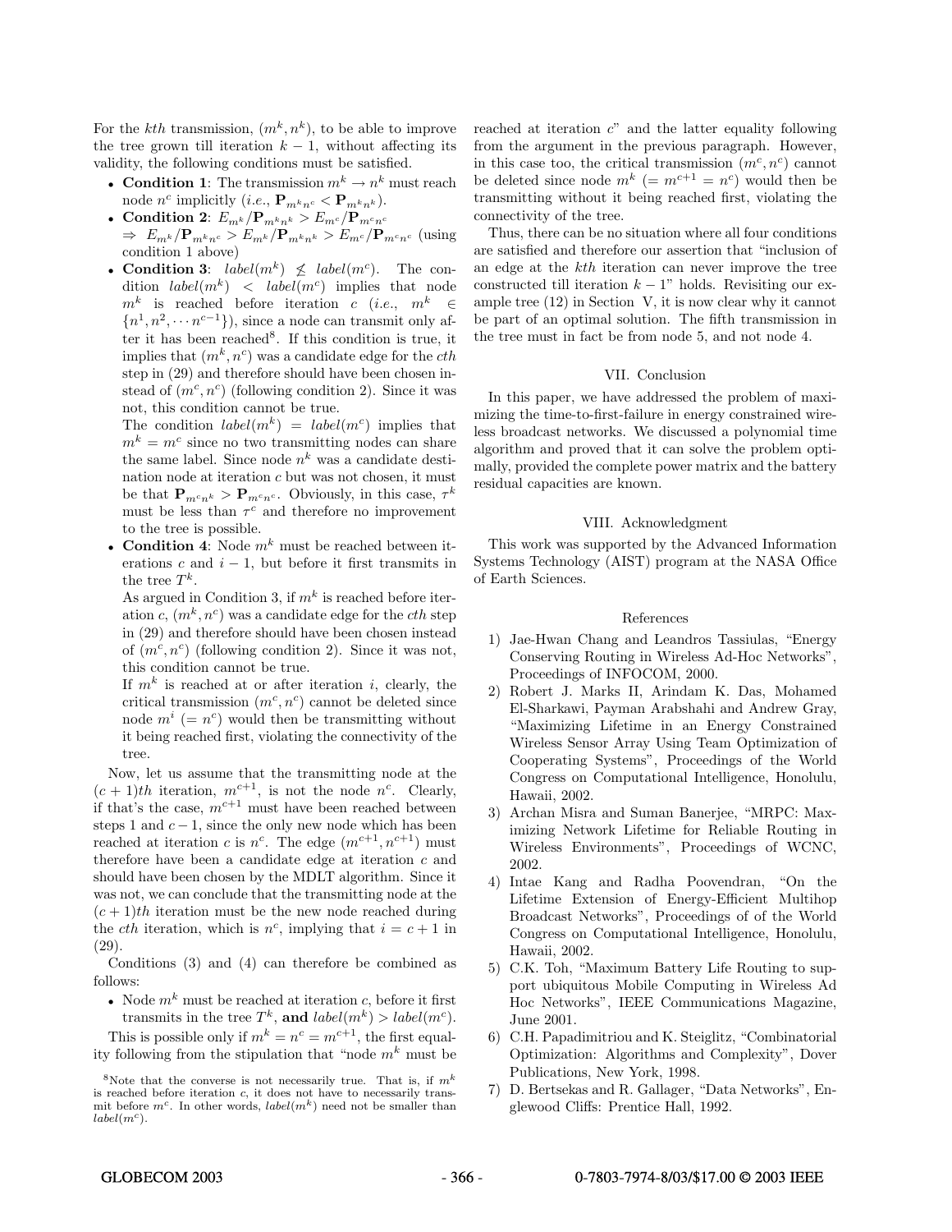For the $kth$ transmission, $(m^k, n^k)$, to be able to improve the tree grown till iteration $k-1$, without affecting its validity, the following conditions must be satisfied.

- **Condition 1**: The transmission $m^k \rightarrow n^k$ must reach node $n^c$ implicitly (*i.e.*, $\mathbf{P}_{m^k n^c} < \mathbf{P}_{m^k n^k}$).
- **Condition 2**: $E_{m^k}/\mathbf{P}_{m^k n^k} > E_{m^c}/\mathbf{P}_{m^c n^c}$
  $\Rightarrow E_{m^k}/\mathbf{P}_{m^k n^c} > E_{m^k}/\mathbf{P}_{m^k n^k} > E_{m^c}/\mathbf{P}_{m^c n^c}$ (using condition 1 above)
- **Condition 3**: $label(m^k) \nleq label(m^c)$. The condition $label(m^k) < label(m^c)$ implies that node $m^k$ is reached before iteration $c$ (*i.e.*, $m^k \in \{n^1, n^2, \cdots n^{c-1}\}$), since a node can transmit only after it has been reached[8]. If this condition is true, it implies that $(m^k, n^c)$ was a candidate edge for the $cth$ step in (29) and therefore should have been chosen instead of $(m^c, n^c)$ (following condition 2). Since it was not, this condition cannot be true.

  The condition $label(m^k) = label(m^c)$ implies that $m^k = m^c$ since no two transmitting nodes can share the same label. Since node $n^k$ was a candidate destination node at iteration $c$ but was not chosen, it must be that $\mathbf{P}_{m^c n^k} > \mathbf{P}_{m^c n^c}$. Obviously, in this case, $\tau^k$ must be less than $\tau^c$ and therefore no improvement to the tree is possible.
- **Condition 4**: Node $m^k$ must be reached between iterations $c$ and $i-1$, but before it first transmits in the tree $T^k$.

  As argued in Condition 3, if $m^k$ is reached before iteration $c$, $(m^k, n^c)$ was a candidate edge for the $cth$ step in (29) and therefore should have been chosen instead of $(m^c, n^c)$ (following condition 2). Since it was not, this condition cannot be true.

  If $m^k$ is reached at or after iteration $i$, clearly, the critical transmission $(m^c, n^c)$ cannot be deleted since node $m^i$ $(= n^c)$ would then be transmitting without it being reached first, violating the connectivity of the tree.

Now, let us assume that the transmitting node at the $(c+1)th$ iteration, $m^{c+1}$, is not the node $n^c$. Clearly, if that's the case, $m^{c+1}$ must have been reached between steps 1 and $c-1$, since the only new node which has been reached at iteration $c$ is $n^c$. The edge $(m^{c+1}, n^{c+1})$ must therefore have been a candidate edge at iteration $c$ and should have been chosen by the MDLT algorithm. Since it was not, we can conclude that the transmitting node at the $(c+1)th$ iteration must be the new node reached during the $cth$ iteration, which is $n^c$, implying that $i = c+1$ in (29).

Conditions (3) and (4) can therefore be combined as follows:

- Node $m^k$ must be reached at iteration $c$, before it first transmits in the tree $T^k$, **and** $label(m^k) > label(m^c)$.

This is possible only if $m^k = n^c = m^{c+1}$, the first equality following from the stipulation that "node $m^k$ must be reached at iteration $c$" and the latter equality following from the argument in the previous paragraph. However, in this case too, the critical transmission $(m^c, n^c)$ cannot be deleted since node $m^k$ $(= m^{c+1} = n^c)$ would then be transmitting without it being reached first, violating the connectivity of the tree.

Thus, there can be no situation where all four conditions are satisfied and therefore our assertion that "inclusion of an edge at the $kth$ iteration can never improve the tree constructed till iteration $k-1$" holds. Revisiting our example tree (12) in Section V, it is now clear why it cannot be part of an optimal solution. The fifth transmission in the tree must in fact be from node 5, and not node 4.

[8] Note that the converse is not necessarily true. That is, if $m^k$ is reached before iteration $c$, it does not have to necessarily transmit before $m^c$. In other words, $label(m^k)$ need not be smaller than $label(m^c)$.

## VII. Conclusion

In this paper, we have addressed the problem of maximizing the time-to-first-failure in energy constrained wireless broadcast networks. We discussed a polynomial time algorithm and proved that it can solve the problem optimally, provided the complete power matrix and the battery residual capacities are known.

## VIII. Acknowledgment

This work was supported by the Advanced Information Systems Technology (AIST) program at the NASA Office of Earth Sciences.

## References

1) Jae-Hwan Chang and Leandros Tassiulas, "Energy Conserving Routing in Wireless Ad-Hoc Networks", Proceedings of INFOCOM, 2000.
2) Robert J. Marks II, Arindam K. Das, Mohamed El-Sharkawi, Payman Arabshahi and Andrew Gray, "Maximizing Lifetime in an Energy Constrained Wireless Sensor Array Using Team Optimization of Cooperating Systems", Proceedings of the World Congress on Computational Intelligence, Honolulu, Hawaii, 2002.
3) Archan Misra and Suman Banerjee, "MRPC: Maximizing Network Lifetime for Reliable Routing in Wireless Environments", Proceedings of WCNC, 2002.
4) Intae Kang and Radha Poovendran, "On the Lifetime Extension of Energy-Efficient Multihop Broadcast Networks", Proceedings of of the World Congress on Computational Intelligence, Honolulu, Hawaii, 2002.
5) C.K. Toh, "Maximum Battery Life Routing to support ubiquitous Mobile Computing in Wireless Ad Hoc Networks", IEEE Communications Magazine, June 2001.
6) C.H. Papadimitriou and K. Steiglitz, "Combinatorial Optimization: Algorithms and Complexity", Dover Publications, New York, 1998.
7) D. Bertsekas and R. Gallager, "Data Networks", Englewood Cliffs: Prentice Hall, 1992.